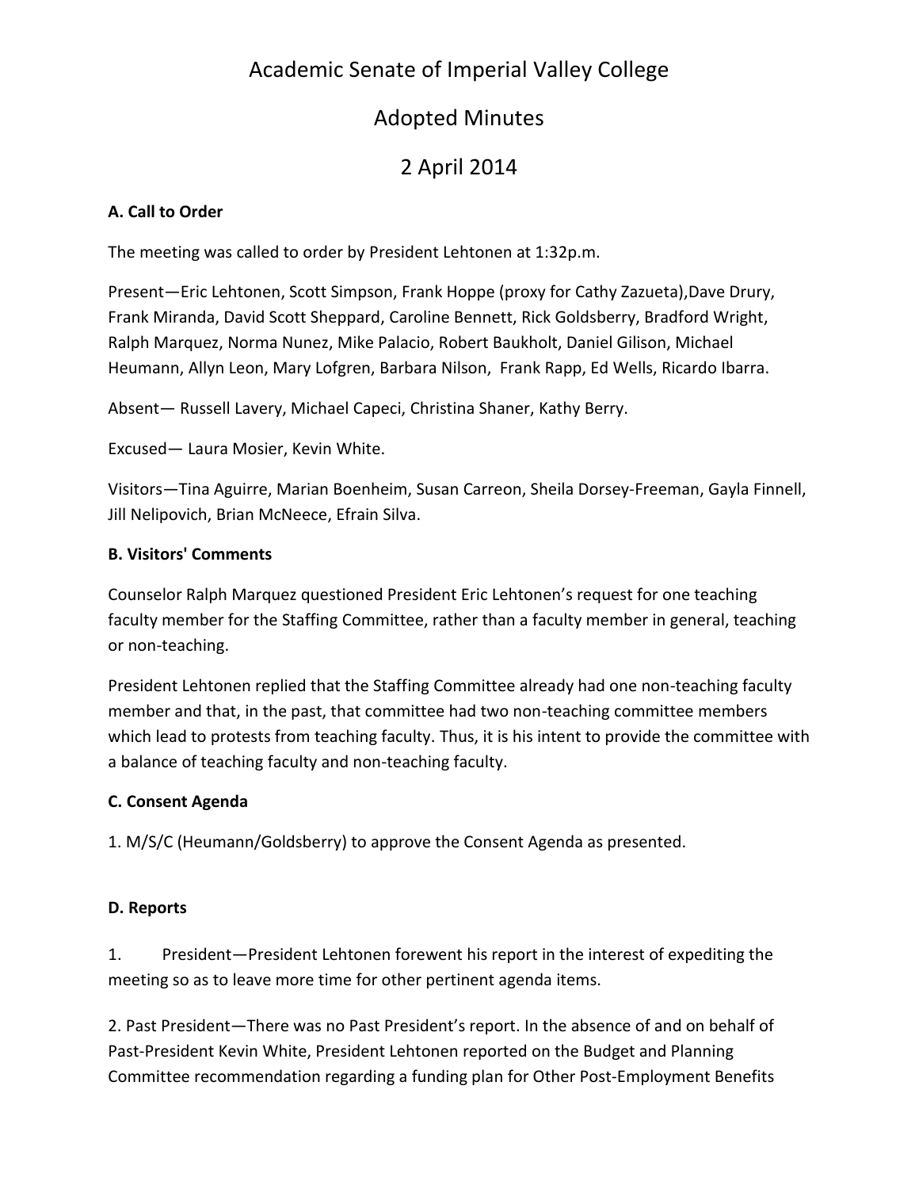# Academic Senate of Imperial Valley College

## Adopted Minutes

## 2 April 2014

**A. Call to Order**

The meeting was called to order by President Lehtonen at 1:32p.m.

Present—Eric Lehtonen, Scott Simpson, Frank Hoppe (proxy for Cathy Zazueta),Dave Drury, Frank Miranda, David Scott Sheppard, Caroline Bennett, Rick Goldsberry, Bradford Wright, Ralph Marquez, Norma Nunez, Mike Palacio, Robert Baukholt, Daniel Gilison, Michael Heumann, Allyn Leon, Mary Lofgren, Barbara Nilson, Frank Rapp, Ed Wells, Ricardo Ibarra.

Absent— Russell Lavery, Michael Capeci, Christina Shaner, Kathy Berry.

Excused— Laura Mosier, Kevin White.

Visitors—Tina Aguirre, Marian Boenheim, Susan Carreon, Sheila Dorsey-Freeman, Gayla Finnell, Jill Nelipovich, Brian McNeece, Efrain Silva.

**B. Visitors' Comments**

Counselor Ralph Marquez questioned President Eric Lehtonen's request for one teaching faculty member for the Staffing Committee, rather than a faculty member in general, teaching or non-teaching.

President Lehtonen replied that the Staffing Committee already had one non-teaching faculty member and that, in the past, that committee had two non-teaching committee members which lead to protests from teaching faculty. Thus, it is his intent to provide the committee with a balance of teaching faculty and non-teaching faculty.

**C. Consent Agenda**

1. M/S/C (Heumann/Goldsberry) to approve the Consent Agenda as presented.

**D. Reports**

1. President—President Lehtonen forewent his report in the interest of expediting the meeting so as to leave more time for other pertinent agenda items.

2. Past President—There was no Past President's report. In the absence of and on behalf of Past-President Kevin White, President Lehtonen reported on the Budget and Planning Committee recommendation regarding a funding plan for Other Post-Employment Benefits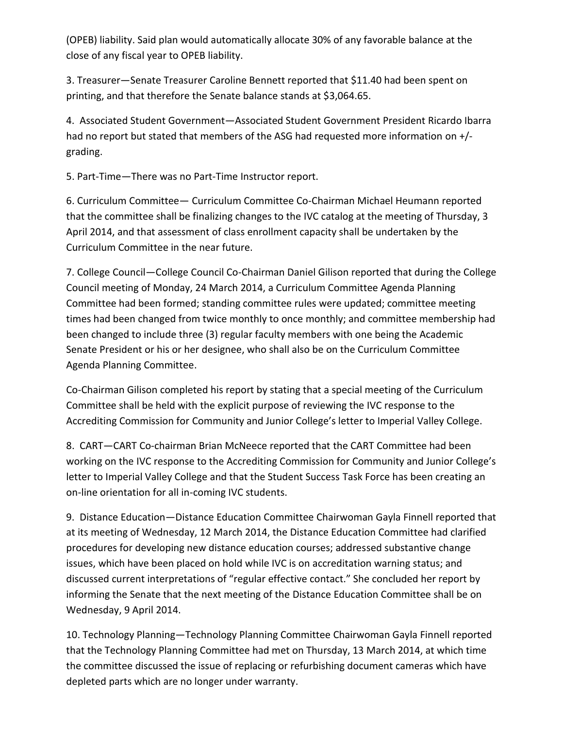(OPEB) liability. Said plan would automatically allocate 30% of any favorable balance at the close of any fiscal year to OPEB liability.

3. Treasurer—Senate Treasurer Caroline Bennett reported that $11.40 had been spent on printing, and that therefore the Senate balance stands at $3,064.65.

4. Associated Student Government—Associated Student Government President Ricardo Ibarra had no report but stated that members of the ASG had requested more information on +/- grading.

5. Part-Time—There was no Part-Time Instructor report.

6. Curriculum Committee— Curriculum Committee Co-Chairman Michael Heumann reported that the committee shall be finalizing changes to the IVC catalog at the meeting of Thursday, 3 April 2014, and that assessment of class enrollment capacity shall be undertaken by the Curriculum Committee in the near future.

7. College Council—College Council Co-Chairman Daniel Gilison reported that during the College Council meeting of Monday, 24 March 2014, a Curriculum Committee Agenda Planning Committee had been formed; standing committee rules were updated; committee meeting times had been changed from twice monthly to once monthly; and committee membership had been changed to include three (3) regular faculty members with one being the Academic Senate President or his or her designee, who shall also be on the Curriculum Committee Agenda Planning Committee.

Co-Chairman Gilison completed his report by stating that a special meeting of the Curriculum Committee shall be held with the explicit purpose of reviewing the IVC response to the Accrediting Commission for Community and Junior College's letter to Imperial Valley College.

8. CART—CART Co-chairman Brian McNeece reported that the CART Committee had been working on the IVC response to the Accrediting Commission for Community and Junior College's letter to Imperial Valley College and that the Student Success Task Force has been creating an on-line orientation for all in-coming IVC students.

9. Distance Education—Distance Education Committee Chairwoman Gayla Finnell reported that at its meeting of Wednesday, 12 March 2014, the Distance Education Committee had clarified procedures for developing new distance education courses; addressed substantive change issues, which have been placed on hold while IVC is on accreditation warning status; and discussed current interpretations of "regular effective contact." She concluded her report by informing the Senate that the next meeting of the Distance Education Committee shall be on Wednesday, 9 April 2014.

10. Technology Planning—Technology Planning Committee Chairwoman Gayla Finnell reported that the Technology Planning Committee had met on Thursday, 13 March 2014, at which time the committee discussed the issue of replacing or refurbishing document cameras which have depleted parts which are no longer under warranty.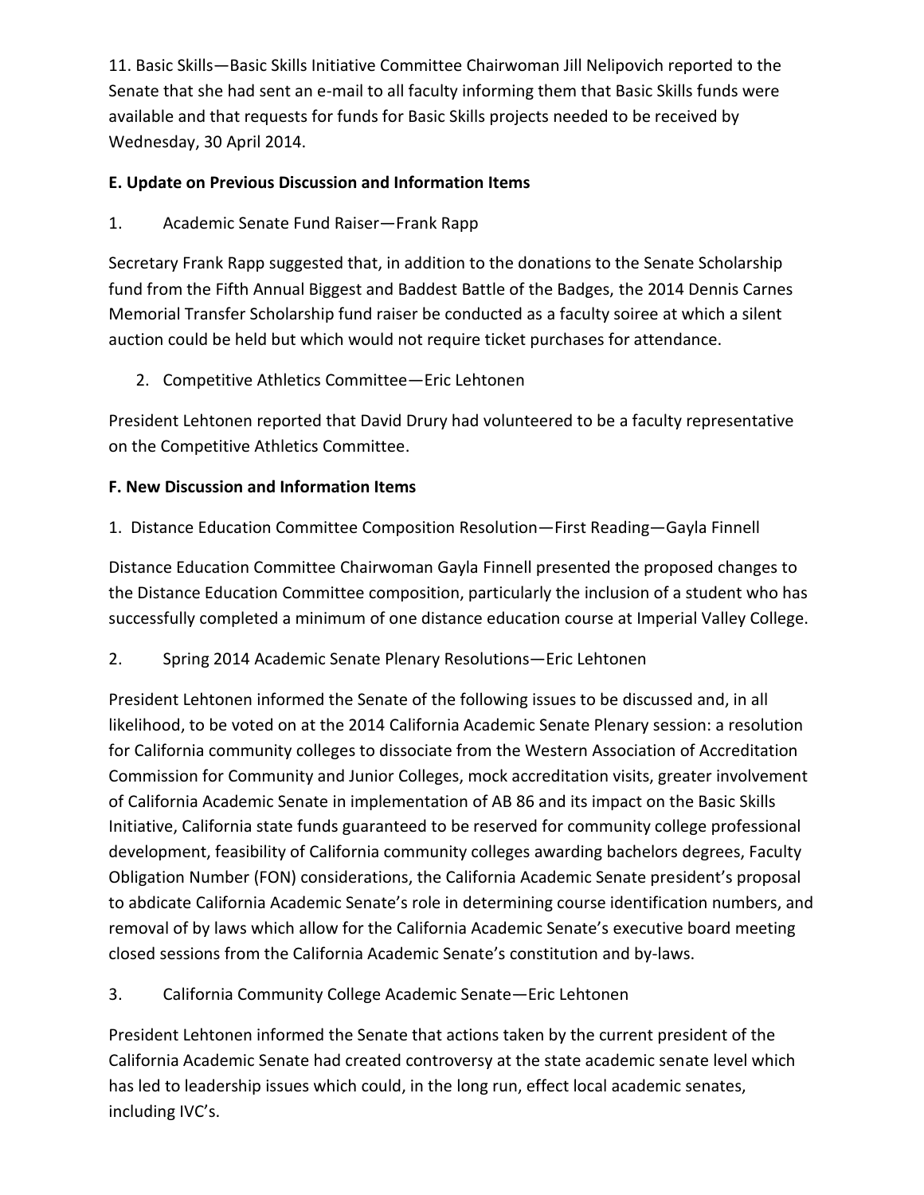11. Basic Skills—Basic Skills Initiative Committee Chairwoman Jill Nelipovich reported to the Senate that she had sent an e-mail to all faculty informing them that Basic Skills funds were available and that requests for funds for Basic Skills projects needed to be received by Wednesday, 30 April 2014.

**E. Update on Previous Discussion and Information Items**

1. Academic Senate Fund Raiser—Frank Rapp

Secretary Frank Rapp suggested that, in addition to the donations to the Senate Scholarship fund from the Fifth Annual Biggest and Baddest Battle of the Badges, the 2014 Dennis Carnes Memorial Transfer Scholarship fund raiser be conducted as a faculty soiree at which a silent auction could be held but which would not require ticket purchases for attendance.

2. Competitive Athletics Committee—Eric Lehtonen

President Lehtonen reported that David Drury had volunteered to be a faculty representative on the Competitive Athletics Committee.

**F. New Discussion and Information Items**

1. Distance Education Committee Composition Resolution—First Reading—Gayla Finnell

Distance Education Committee Chairwoman Gayla Finnell presented the proposed changes to the Distance Education Committee composition, particularly the inclusion of a student who has successfully completed a minimum of one distance education course at Imperial Valley College.

2. Spring 2014 Academic Senate Plenary Resolutions—Eric Lehtonen

President Lehtonen informed the Senate of the following issues to be discussed and, in all likelihood, to be voted on at the 2014 California Academic Senate Plenary session: a resolution for California community colleges to dissociate from the Western Association of Accreditation Commission for Community and Junior Colleges, mock accreditation visits, greater involvement of California Academic Senate in implementation of AB 86 and its impact on the Basic Skills Initiative, California state funds guaranteed to be reserved for community college professional development, feasibility of California community colleges awarding bachelors degrees, Faculty Obligation Number (FON) considerations, the California Academic Senate president's proposal to abdicate California Academic Senate's role in determining course identification numbers, and removal of by laws which allow for the California Academic Senate's executive board meeting closed sessions from the California Academic Senate's constitution and by-laws.

3. California Community College Academic Senate—Eric Lehtonen

President Lehtonen informed the Senate that actions taken by the current president of the California Academic Senate had created controversy at the state academic senate level which has led to leadership issues which could, in the long run, effect local academic senates, including IVC's.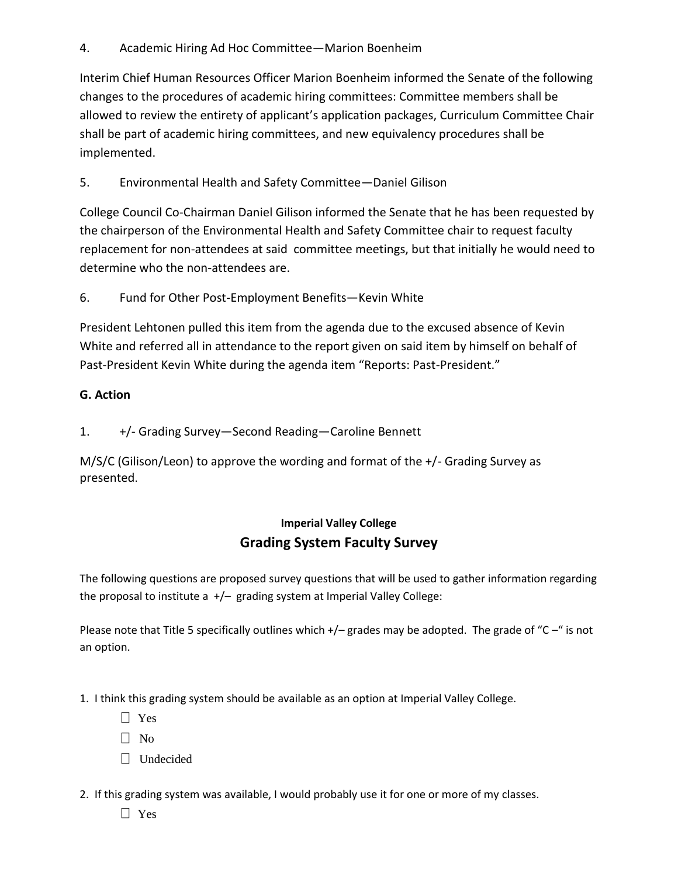4. Academic Hiring Ad Hoc Committee—Marion Boenheim

Interim Chief Human Resources Officer Marion Boenheim informed the Senate of the following changes to the procedures of academic hiring committees: Committee members shall be allowed to review the entirety of applicant's application packages, Curriculum Committee Chair shall be part of academic hiring committees, and new equivalency procedures shall be implemented.

5. Environmental Health and Safety Committee—Daniel Gilison

College Council Co-Chairman Daniel Gilison informed the Senate that he has been requested by the chairperson of the Environmental Health and Safety Committee chair to request faculty replacement for non-attendees at said committee meetings, but that initially he would need to determine who the non-attendees are.

6. Fund for Other Post-Employment Benefits—Kevin White

President Lehtonen pulled this item from the agenda due to the excused absence of Kevin White and referred all in attendance to the report given on said item by himself on behalf of Past-President Kevin White during the agenda item "Reports: Past-President."

**G. Action**

1. +/- Grading Survey—Second Reading—Caroline Bennett

M/S/C (Gilison/Leon) to approve the wording and format of the +/- Grading Survey as presented.

**Imperial Valley College**

## Grading System Faculty Survey

The following questions are proposed survey questions that will be used to gather information regarding the proposal to institute a +/– grading system at Imperial Valley College:

Please note that Title 5 specifically outlines which +/– grades may be adopted. The grade of "C –" is not an option.

1. I think this grading system should be available as an option at Imperial Valley College.
   - ☐ Yes
   - ☐ No
   - ☐ Undecided

2. If this grading system was available, I would probably use it for one or more of my classes.
   - ☐ Yes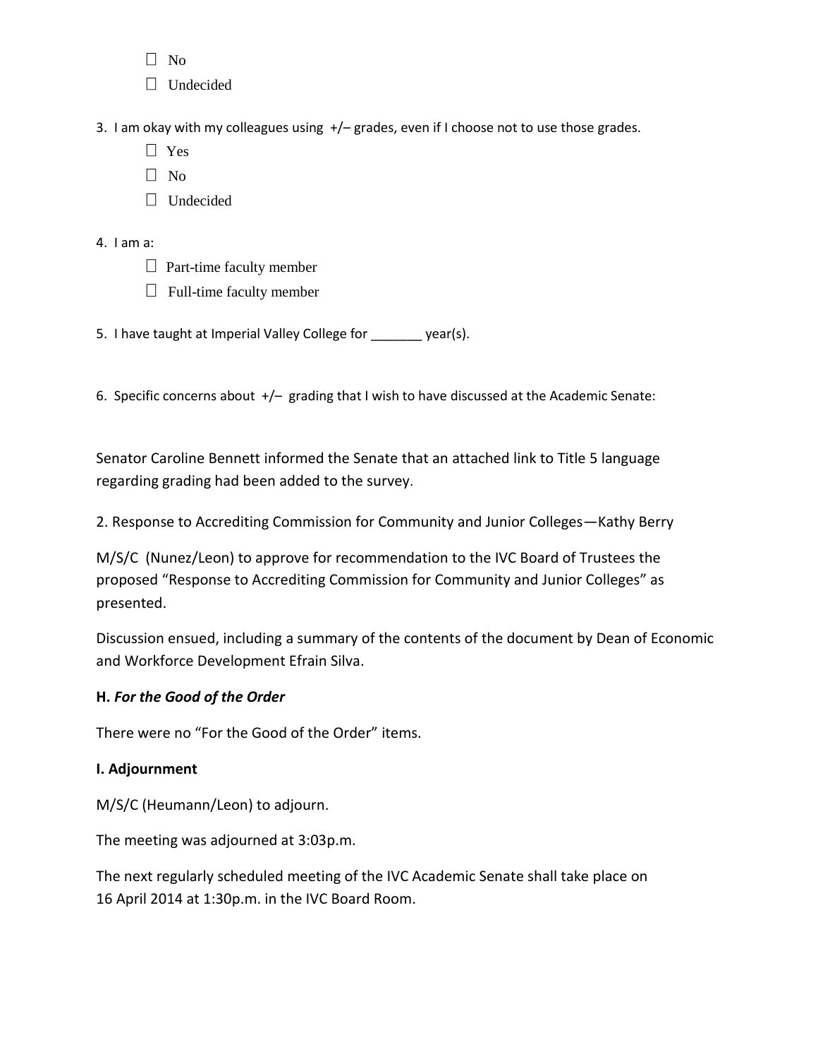- ☐ No
- ☐ Undecided

3. I am okay with my colleagues using +/– grades, even if I choose not to use those grades.
   - ☐ Yes
   - ☐ No
   - ☐ Undecided

4. I am a:
   - ☐ Part-time faculty member
   - ☐ Full-time faculty member

5. I have taught at Imperial Valley College for _______ year(s).

6. Specific concerns about +/– grading that I wish to have discussed at the Academic Senate:

Senator Caroline Bennett informed the Senate that an attached link to Title 5 language regarding grading had been added to the survey.

2. Response to Accrediting Commission for Community and Junior Colleges—Kathy Berry

M/S/C (Nunez/Leon) to approve for recommendation to the IVC Board of Trustees the proposed "Response to Accrediting Commission for Community and Junior Colleges" as presented.

Discussion ensued, including a summary of the contents of the document by Dean of Economic and Workforce Development Efrain Silva.

**H.** ***For the Good of the Order***

There were no "For the Good of the Order" items.

**I. Adjournment**

M/S/C (Heumann/Leon) to adjourn.

The meeting was adjourned at 3:03p.m.

The next regularly scheduled meeting of the IVC Academic Senate shall take place on 16 April 2014 at 1:30p.m. in the IVC Board Room.